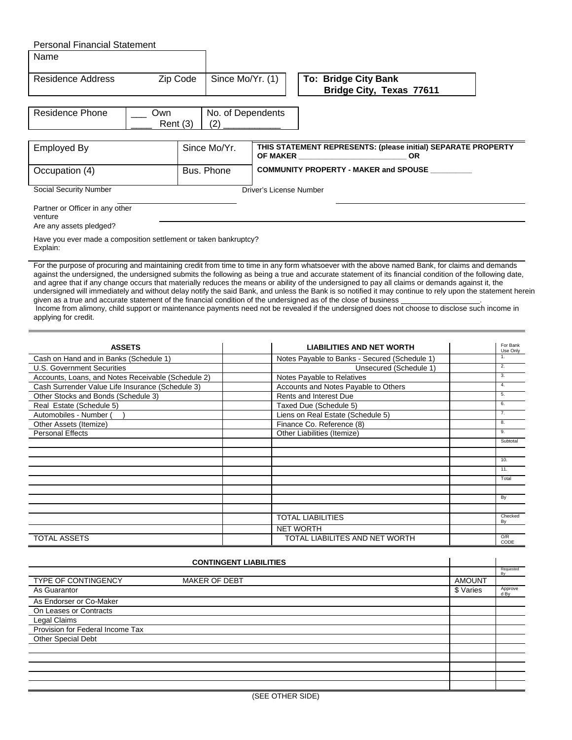# Personal Financial Statement

| Name | | |
|---|---|---|
| Residence Address | Zip Code | Since Mo/Yr. (1) |

**To: Bridge City Bank**
**Bridge City, Texas 77611**

| Residence Phone | ___ Own ____ Rent (3) | No. of Dependents (2) ___________ |
|---|---|---|

| Employed By | Since Mo/Yr. | **THIS STATEMENT REPRESENTS: (please initial) SEPARATE PROPERTY OF MAKER ________________________ OR** |
|---|---|---|
| Occupation (4) | Bus. Phone | **COMMUNITY PROPERTY - MAKER and SPOUSE __________** |

Social Security Number ____________________ Driver's License Number ____________________

Partner or Officer in any other venture

Are any assets pledged? ________________________________________

Have you ever made a composition settlement or taken bankruptcy?
Explain:

For the purpose of procuring and maintaining credit from time to time in any form whatsoever with the above named Bank, for claims and demands against the undersigned, the undersigned submits the following as being a true and accurate statement of its financial condition of the following date, and agree that if any change occurs that materially reduces the means or ability of the undersigned to pay all claims or demands against it, the undersigned will immediately and without delay notify the said Bank, and unless the Bank is so notified it may continue to rely upon the statement herein given as a true and accurate statement of the financial condition of the undersigned as of the close of business __________________.
Income from alimony, child support or maintenance payments need not be revealed if the undersigned does not choose to disclose such income in applying for credit.

| ASSETS | | LIABILITIES AND NET WORTH | | For Bank Use Only |
|---|---|---|---|---|
| Cash on Hand and in Banks (Schedule 1) | | Notes Payable to Banks - Secured (Schedule 1) | | 1. |
| U.S. Government Securities | | Unsecured (Schedule 1) | | 2. |
| Accounts, Loans, and Notes Receivable (Schedule 2) | | Notes Payable to Relatives | | 3. |
| Cash Surrender Value Life Insurance (Schedule 3) | | Accounts and Notes Payable to Others | | 4. |
| Other Stocks and Bonds (Schedule 3) | | Rents and Interest Due | | 5. |
| Real Estate (Schedule 5) | | Taxed Due (Schedule 5) | | 6. |
| Automobiles - Number ( ) | | Liens on Real Estate (Schedule 5) | | 7. |
| Other Assets (Itemize) | | Finance Co. Reference (8) | | 8. |
| Personal Effects | | Other Liabilities (Itemize) | | 9. |
| | | | | Subtotal |
| | | | | |
| | | | | 10. |
| | | | | 11. |
| | | | | Total |
| | | | | |
| | | | | By |
| | | | | |
| | | TOTAL LIABILITIES | | Checked By |
| | | NET WORTH | | |
| TOTAL ASSETS | | TOTAL LIABILITES AND NET WORTH | | O/R CODE |

| CONTINGENT LIABILITIES | | | |
|---|---|---|---|
| | | | Requested By |
| TYPE OF CONTINGENCY | MAKER OF DEBT | AMOUNT | |
| As Guarantor | | $ Varies | Approved By |
| As Endorser or Co-Maker | | | |
| On Leases or Contracts | | | |
| Legal Claims | | | |
| Provision for Federal Income Tax | | | |
| Other Special Debt | | | |
| | | | |
| | | | |
| | | | |
| | | | |

(SEE OTHER SIDE)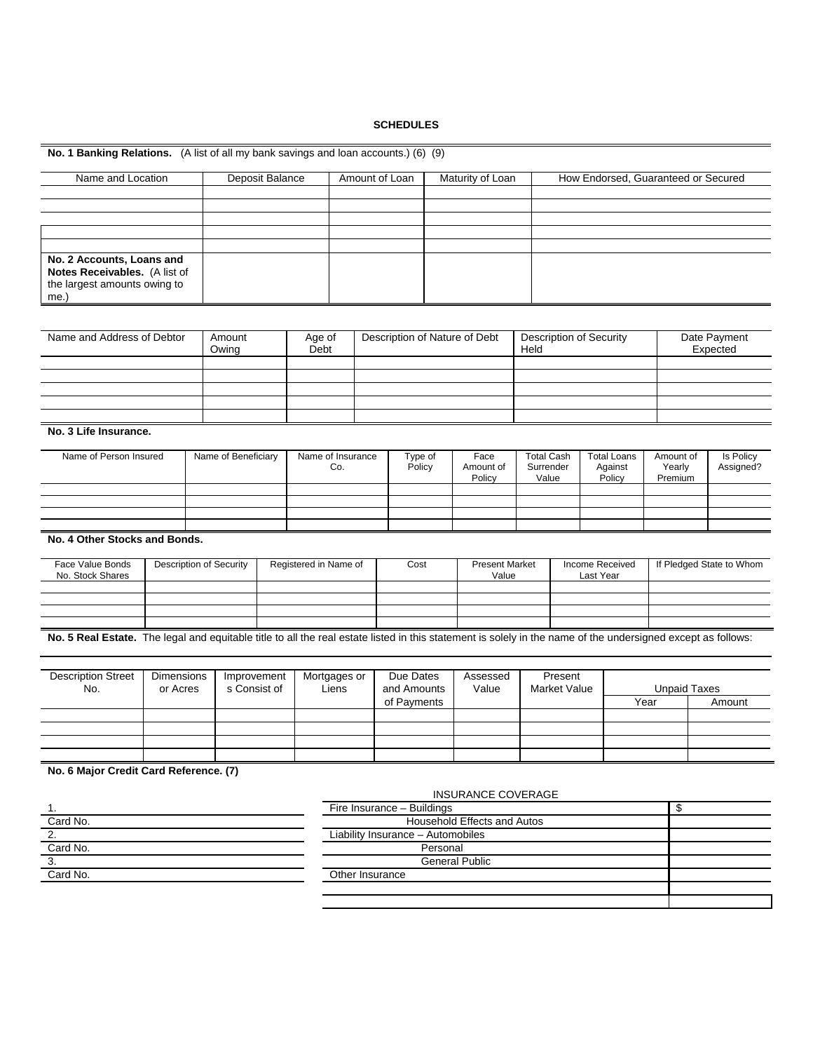# SCHEDULES

**No. 1 Banking Relations.** (A list of all my bank savings and loan accounts.) (6) (9)

| Name and Location | Deposit Balance | Amount of Loan | Maturity of Loan | How Endorsed, Guaranteed or Secured |
|---|---|---|---|---|
| | | | | |
| | | | | |
| | | | | |
| | | | | |
| | | | | |
| | | | | |

**No. 2 Accounts, Loans and Notes Receivables.** (A list of the largest amounts owing to me.)

| Name and Address of Debtor | Amount Owing | Age of Debt | Description of Nature of Debt | Description of Security Held | Date Payment Expected |
|---|---|---|---|---|---|
| | | | | | |
| | | | | | |
| | | | | | |
| | | | | | |
| | | | | | |

**No. 3 Life Insurance.**

| Name of Person Insured | Name of Beneficiary | Name of Insurance Co. | Type of Policy | Face Amount of Policy | Total Cash Surrender Value | Total Loans Against Policy | Amount of Yearly Premium | Is Policy Assigned? |
|---|---|---|---|---|---|---|---|---|
| | | | | | | | | |
| | | | | | | | | |
| | | | | | | | | |
| | | | | | | | | |

**No. 4 Other Stocks and Bonds.**

| Face Value Bonds No. Stock Shares | Description of Security | Registered in Name of | Cost | Present Market Value | Income Received Last Year | If Pledged State to Whom |
|---|---|---|---|---|---|---|
| | | | | | | |
| | | | | | | |
| | | | | | | |
| | | | | | | |

**No. 5 Real Estate.** The legal and equitable title to all the real estate listed in this statement is solely in the name of the undersigned except as follows:

| Description Street No. | Dimensions or Acres | Improvements Consist of | Mortgages or Liens | Due Dates and Amounts of Payments | Assessed Value | Present Market Value | Unpaid Taxes | |
|---|---|---|---|---|---|---|---|---|
| | | | | | | | Year | Amount |
| | | | | | | | | |
| | | | | | | | | |
| | | | | | | | | |
| | | | | | | | | |

**No. 6 Major Credit Card Reference. (7)**

1.

Card No.

2.

Card No.

3.

Card No.

INSURANCE COVERAGE

| Coverage | Amount |
|---|---|
| Fire Insurance – Buildings | $ |
| Household Effects and Autos | |
| Liability Insurance – Automobiles | |
| Personal | |
| General Public | |
| Other Insurance | |
| | |
| | |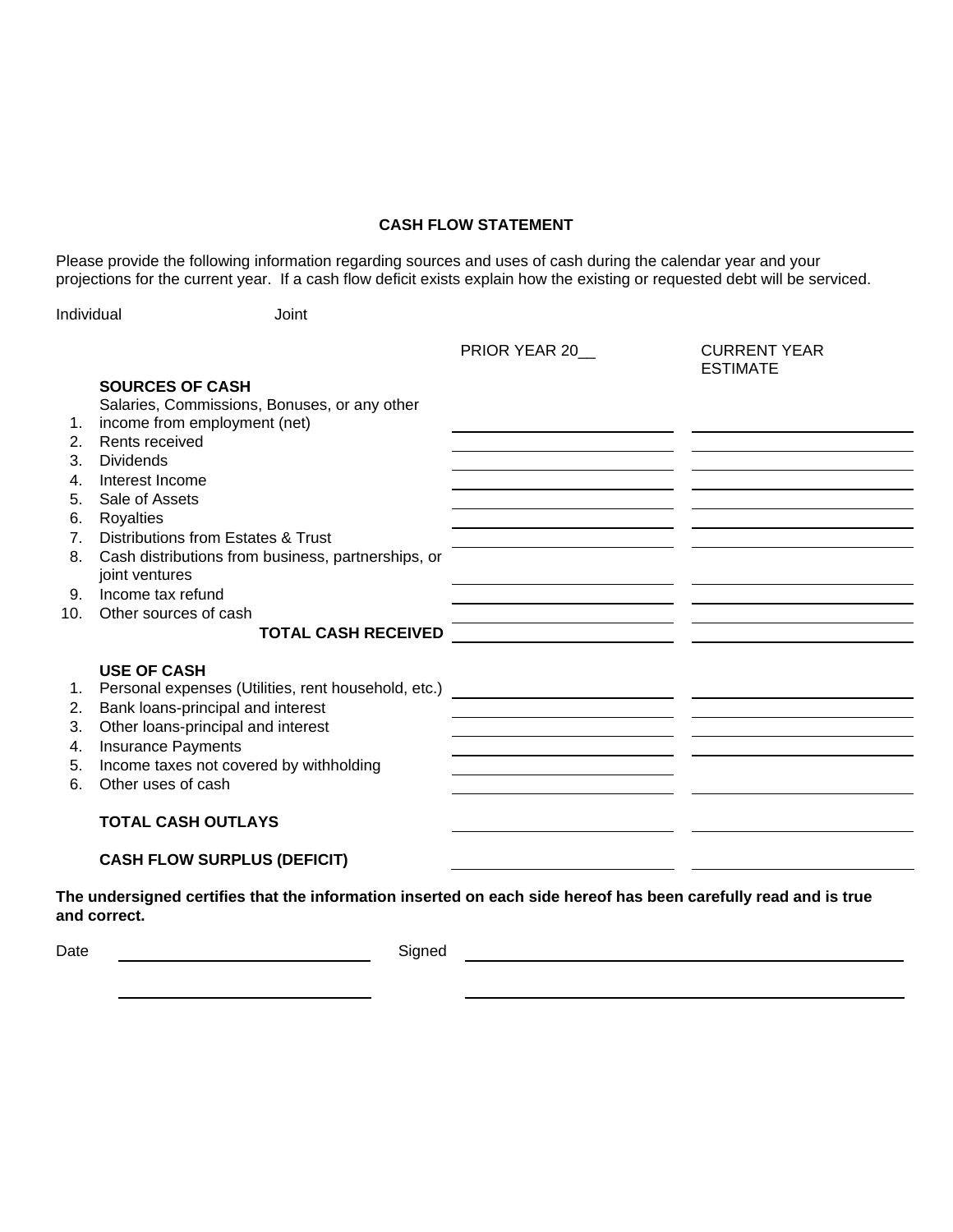## CASH FLOW STATEMENT

Please provide the following information regarding sources and uses of cash during the calendar year and your projections for the current year. If a cash flow deficit exists explain how the existing or requested debt will be serviced.

Individual Joint

| | | PRIOR YEAR 20__ | CURRENT YEAR ESTIMATE |
|---|---|---|---|
| | **SOURCES OF CASH** | | |
| 1. | Salaries, Commissions, Bonuses, or any other income from employment (net) | | |
| 2. | Rents received | | |
| 3. | Dividends | | |
| 4. | Interest Income | | |
| 5. | Sale of Assets | | |
| 6. | Royalties | | |
| 7. | Distributions from Estates & Trust | | |
| 8. | Cash distributions from business, partnerships, or joint ventures | | |
| 9. | Income tax refund | | |
| 10. | Other sources of cash | | |
| | **TOTAL CASH RECEIVED** | | |
| | **USE OF CASH** | | |
| 1. | Personal expenses (Utilities, rent household, etc.) | | |
| 2. | Bank loans-principal and interest | | |
| 3. | Other loans-principal and interest | | |
| 4. | Insurance Payments | | |
| 5. | Income taxes not covered by withholding | | |
| 6. | Other uses of cash | | |
| | **TOTAL CASH OUTLAYS** | | |
| | **CASH FLOW SURPLUS (DEFICIT)** | | |

**The undersigned certifies that the information inserted on each side hereof has been carefully read and is true and correct.**

Date ______________________ Signed ________________________________________

______________________ ________________________________________